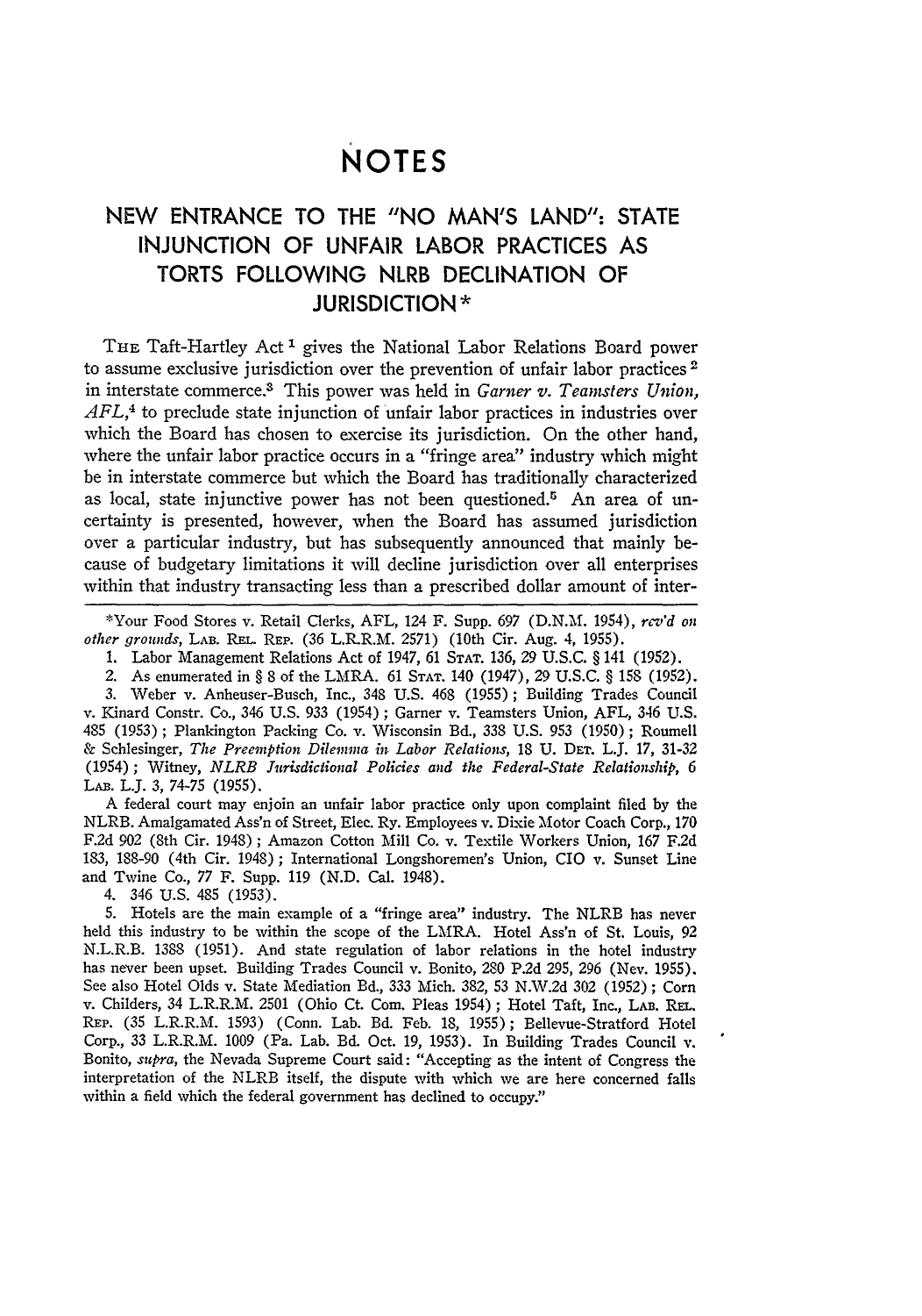# NOTES

## NEW ENTRANCE TO THE "NO MAN'S LAND": STATE INJUNCTION OF UNFAIR LABOR PRACTICES AS TORTS FOLLOWING NLRB DECLINATION OF JURISDICTION *

THE Taft-Hartley Act [1] gives the National Labor Relations Board power to assume exclusive jurisdiction over the prevention of unfair labor practices [2] in interstate commerce.[3] This power was held in *Garner v. Teamsters Union, AFL*,[4] to preclude state injunction of unfair labor practices in industries over which the Board has chosen to exercise its jurisdiction. On the other hand, where the unfair labor practice occurs in a "fringe area" industry which might be in interstate commerce but which the Board has traditionally characterized as local, state injunctive power has not been questioned.[5] An area of uncertainty is presented, however, when the Board has assumed jurisdiction over a particular industry, but has subsequently announced that mainly because of budgetary limitations it will decline jurisdiction over all enterprises within that industry transacting less than a prescribed dollar amount of inter-

---

*Your Food Stores v. Retail Clerks, AFL, 124 F. Supp. 697 (D.N.M. 1954), *rev'd on other grounds*, LAB. REL. REP. (36 L.R.R.M. 2571) (10th Cir. Aug. 4, 1955).

1. Labor Management Relations Act of 1947, 61 STAT. 136, 29 U.S.C. § 141 (1952).

2. As enumerated in § 8 of the LMRA. 61 STAT. 140 (1947), 29 U.S.C. § 158 (1952).

3. Weber v. Anheuser-Busch, Inc., 348 U.S. 468 (1955); Building Trades Council v. Kinard Constr. Co., 346 U.S. 933 (1954); Garner v. Teamsters Union, AFL, 346 U.S. 485 (1953); Plankington Packing Co. v. Wisconsin Bd., 338 U.S. 953 (1950); Roumell & Schlesinger, *The Preemption Dilemma in Labor Relations*, 18 U. DET. L.J. 17, 31-32 (1954); Witney, *NLRB Jurisdictional Policies and the Federal-State Relationship*, 6 LAB. L.J. 3, 74-75 (1955).

A federal court may enjoin an unfair labor practice only upon complaint filed by the NLRB. Amalgamated Ass'n of Street, Elec. Ry. Employees v. Dixie Motor Coach Corp., 170 F.2d 902 (8th Cir. 1948); Amazon Cotton Mill Co. v. Textile Workers Union, 167 F.2d 183, 188-90 (4th Cir. 1948); International Longshoremen's Union, CIO v. Sunset Line and Twine Co., 77 F. Supp. 119 (N.D. Cal. 1948).

4. 346 U.S. 485 (1953).

5. Hotels are the main example of a "fringe area" industry. The NLRB has never held this industry to be within the scope of the LMRA. Hotel Ass'n of St. Louis, 92 N.L.R.B. 1388 (1951). And state regulation of labor relations in the hotel industry has never been upset. Building Trades Council v. Bonito, 280 P.2d 295, 296 (Nev. 1955). See also Hotel Olds v. State Mediation Bd., 333 Mich. 382, 53 N.W.2d 302 (1952); Corn v. Childers, 34 L.R.R.M. 2501 (Ohio Ct. Com. Pleas 1954); Hotel Taft, Inc., LAB. REL. REP. (35 L.R.R.M. 1593) (Conn. Lab. Bd. Feb. 18, 1955); Bellevue-Stratford Hotel Corp., 33 L.R.R.M. 1009 (Pa. Lab. Bd. Oct. 19, 1953). In Building Trades Council v. Bonito, *supra*, the Nevada Supreme Court said: "Accepting as the intent of Congress the interpretation of the NLRB itself, the dispute with which we are here concerned falls within a field which the federal government has declined to occupy."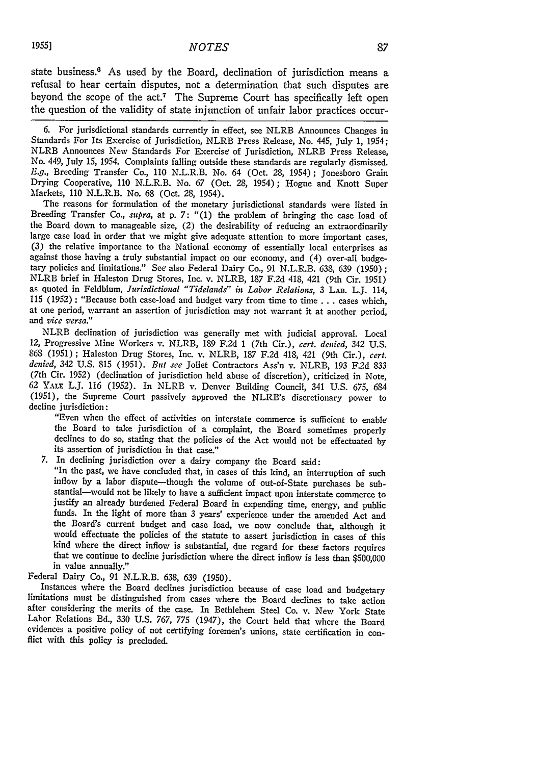state business.[6] As used by the Board, declination of jurisdiction means a refusal to hear certain disputes, not a determination that such disputes are beyond the scope of the act.[7] The Supreme Court has specifically left open the question of the validity of state injunction of unfair labor practices occur-

6. For jurisdictional standards currently in effect, see NLRB Announces Changes in Standards For Its Exercise of Jurisdiction, NLRB Press Release, No. 445, July 1, 1954; NLRB Announces New Standards For Exercise of Jurisdiction, NLRB Press Release, No. 449, July 15, 1954. Complaints falling outside these standards are regularly dismissed. *E.g.*, Breeding Transfer Co., 110 N.L.R.B. No. 64 (Oct. 28, 1954); Jonesboro Grain Drying Cooperative, 110 N.L.R.B. No. 67 (Oct. 28, 1954); Hogue and Knott Super Markets, 110 N.L.R.B. No. 68 (Oct. 28, 1954).

The reasons for formulation of the monetary jurisdictional standards were listed in Breeding Transfer Co., *supra*, at p. 7: "(1) the problem of bringing the case load of the Board down to manageable size, (2) the desirability of reducing an extraordinarily large case load in order that we might give adequate attention to more important cases, (3) the relative importance to the National economy of essentially local enterprises as against those having a truly substantial impact on our economy, and (4) over-all budgetary policies and limitations." See also Federal Dairy Co., 91 N.L.R.B. 638, 639 (1950); NLRB brief in Haleston Drug Stores, Inc. v. NLRB, 187 F.2d 418, 421 (9th Cir. 1951) as quoted in Feldblum, *Jurisdictional "Tidelands" in Labor Relations*, 3 LAB. L.J. 114, 115 (1952): "Because both case-load and budget vary from time to time . . . cases which, at one period, warrant an assertion of jurisdiction may not warrant it at another period, and *vice versa*."

NLRB declination of jurisdiction was generally met with judicial approval. Local 12, Progressive Mine Workers v. NLRB, 189 F.2d 1 (7th Cir.), *cert. denied*, 342 U.S. 868 (1951); Haleston Drug Stores, Inc. v. NLRB, 187 F.2d 418, 421 (9th Cir.), *cert. denied*, 342 U.S. 815 (1951). *But see* Joliet Contractors Ass'n v. NLRB, 193 F.2d 833 (7th Cir. 1952) (declination of jurisdiction held abuse of discretion), criticized in Note, 62 YALE L.J. 116 (1952). In NLRB v. Denver Building Council, 341 U.S. 675, 684 (1951), the Supreme Court passively approved the NLRB's discretionary power to decline jurisdiction:

> "Even when the effect of activities on interstate commerce is sufficient to enable the Board to take jurisdiction of a complaint, the Board sometimes properly declines to do so, stating that the policies of the Act would not be effectuated by its assertion of jurisdiction in that case."

7. In declining jurisdiction over a dairy company the Board said:

> "In the past, we have concluded that, in cases of this kind, an interruption of such inflow by a labor dispute—though the volume of out-of-State purchases be substantial—would not be likely to have a sufficient impact upon interstate commerce to justify an already burdened Federal Board in expending time, energy, and public funds. In the light of more than 3 years' experience under the amended Act and the Board's current budget and case load, we now conclude that, although it would effectuate the policies of the statute to assert jurisdiction in cases of this kind where the direct inflow is substantial, due regard for these factors requires that we continue to decline jurisdiction where the direct inflow is less than $500,000 in value annually."

Federal Dairy Co., 91 N.L.R.B. 638, 639 (1950).

Instances where the Board declines jurisdiction because of case load and budgetary limitations must be distinguished from cases where the Board declines to take action after considering the merits of the case. In Bethlehem Steel Co. v. New York State Labor Relations Bd., 330 U.S. 767, 775 (1947), the Court held that where the Board evidences a positive policy of not certifying foremen's unions, state certification in conflict with this policy is precluded.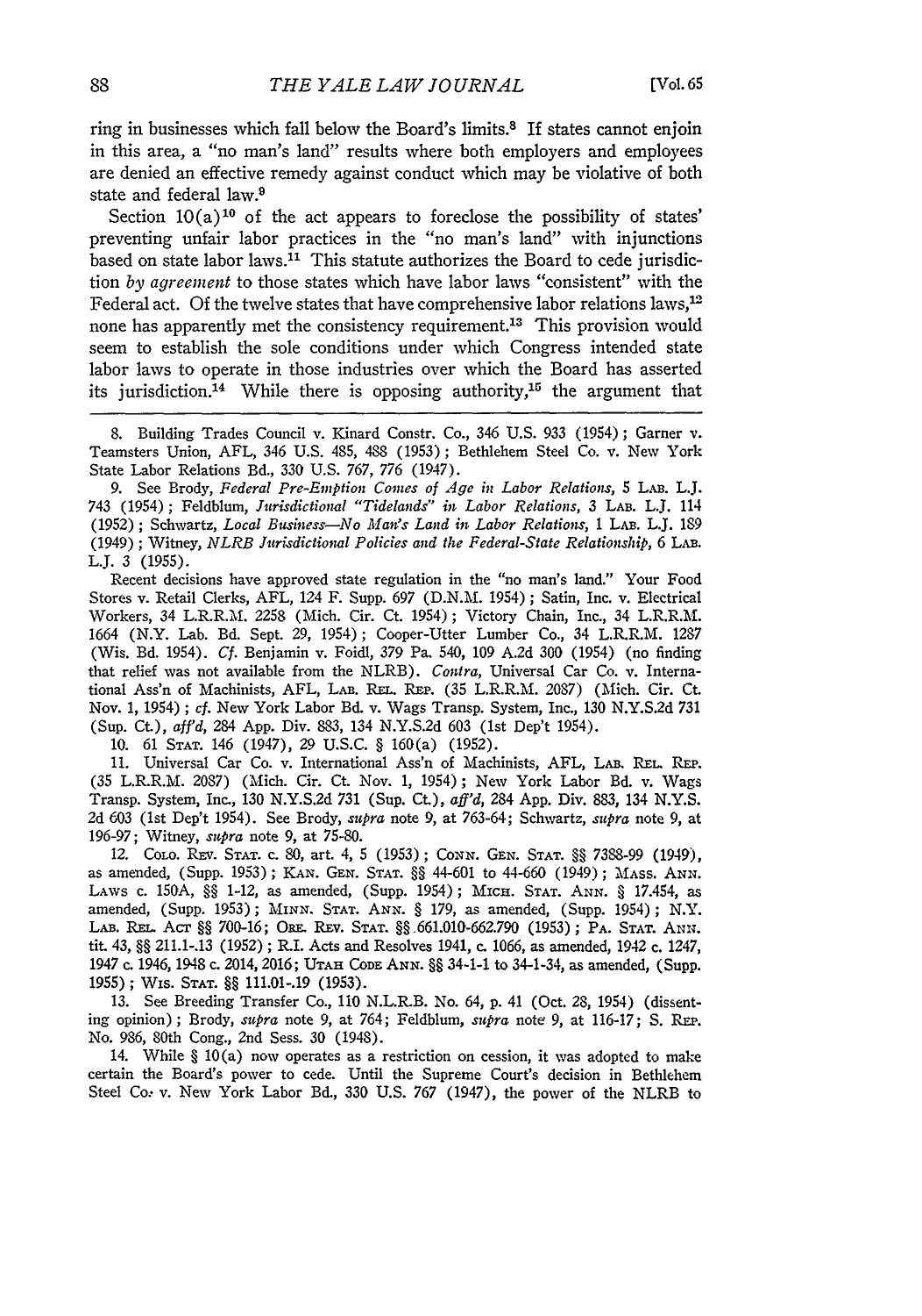ring in businesses which fall below the Board's limits.[8] If states cannot enjoin in this area, a "no man's land" results where both employers and employees are denied an effective remedy against conduct which may be violative of both state and federal law.[9]

Section 10(a)[10] of the act appears to foreclose the possibility of states' preventing unfair labor practices in the "no man's land" with injunctions based on state labor laws.[11] This statute authorizes the Board to cede jurisdiction *by agreement* to those states which have labor laws "consistent" with the Federal act. Of the twelve states that have comprehensive labor relations laws,[12] none has apparently met the consistency requirement.[13] This provision would seem to establish the sole conditions under which Congress intended state labor laws to operate in those industries over which the Board has asserted its jurisdiction.[14] While there is opposing authority,[15] the argument that

---

8. Building Trades Council v. Kinard Constr. Co., 346 U.S. 933 (1954); Garner v. Teamsters Union, AFL, 346 U.S. 485, 488 (1953); Bethlehem Steel Co. v. New York State Labor Relations Bd., 330 U.S. 767, 776 (1947).

9. See Brody, *Federal Pre-Emption Comes of Age in Labor Relations*, 5 LAB. L.J. 743 (1954); Feldblum, *Jurisdictional "Tidelands" in Labor Relations*, 3 LAB. L.J. 114 (1952); Schwartz, *Local Business—No Man's Land in Labor Relations*, 1 LAB. L.J. 189 (1949); Witney, *NLRB Jurisdictional Policies and the Federal-State Relationship*, 6 LAB. L.J. 3 (1955).

Recent decisions have approved state regulation in the "no man's land." Your Food Stores v. Retail Clerks, AFL, 124 F. Supp. 697 (D.N.M. 1954); Satin, Inc. v. Electrical Workers, 34 L.R.R.M. 2258 (Mich. Cir. Ct. 1954); Victory Chain, Inc., 34 L.R.R.M. 1664 (N.Y. Lab. Bd. Sept. 29, 1954); Cooper-Utter Lumber Co., 34 L.R.R.M. 1287 (Wis. Bd. 1954). *Cf.* Benjamin v. Foidl, 379 Pa. 540, 109 A.2d 300 (1954) (no finding that relief was not available from the NLRB). *Contra*, Universal Car Co. v. International Ass'n of Machinists, AFL, LAB. REL. REP. (35 L.R.R.M. 2087) (Mich. Cir. Ct. Nov. 1, 1954); *cf.* New York Labor Bd. v. Wags Transp. System, Inc., 130 N.Y.S.2d 731 (Sup. Ct.), *aff'd*, 284 App. Div. 883, 134 N.Y.S.2d 603 (1st Dep't 1954).

10. 61 STAT. 146 (1947), 29 U.S.C. § 160(a) (1952).

11. Universal Car Co. v. International Ass'n of Machinists, AFL, LAB. REL. REP. (35 L.R.R.M. 2087) (Mich. Cir. Ct. Nov. 1, 1954); New York Labor Bd. v. Wags Transp. System, Inc., 130 N.Y.S.2d 731 (Sup. Ct.), *aff'd*, 284 App. Div. 883, 134 N.Y.S. 2d 603 (1st Dep't 1954). See Brody, *supra* note 9, at 763-64; Schwartz, *supra* note 9, at 196-97; Witney, *supra* note 9, at 75-80.

12. COLO. REV. STAT. c. 80, art. 4, 5 (1953); CONN. GEN. STAT. §§ 7388-99 (1949), as amended, (Supp. 1953); KAN. GEN. STAT. §§ 44-601 to 44-660 (1949); MASS. ANN. LAWS c. 150A, §§ 1-12, as amended, (Supp. 1954); MICH. STAT. ANN. § 17.454, as amended, (Supp. 1953); MINN. STAT. ANN. § 179, as amended, (Supp. 1954); N.Y. LAB. REL. ACT §§ 700-16; ORE. REV. STAT. §§ 661.010-662.790 (1953); PA. STAT. ANN. tit. 43, §§ 211.1-.13 (1952); R.I. Acts and Resolves 1941, c. 1066, as amended, 1942 c. 1247, 1947 c. 1946, 1948 c. 2014, 2016; UTAH CODE ANN. §§ 34-1-1 to 34-1-34, as amended, (Supp. 1955); WIS. STAT. §§ 111.01-.19 (1953).

13. See Breeding Transfer Co., 110 N.L.R.B. No. 64, p. 41 (Oct. 28, 1954) (dissenting opinion); Brody, *supra* note 9, at 764; Feldblum, *supra* note 9, at 116-17; S. REP. No. 986, 80th Cong., 2nd Sess. 30 (1948).

14. While § 10(a) now operates as a restriction on cession, it was adopted to make certain the Board's power to cede. Until the Supreme Court's decision in Bethlehem Steel Co. v. New York Labor Bd., 330 U.S. 767 (1947), the power of the NLRB to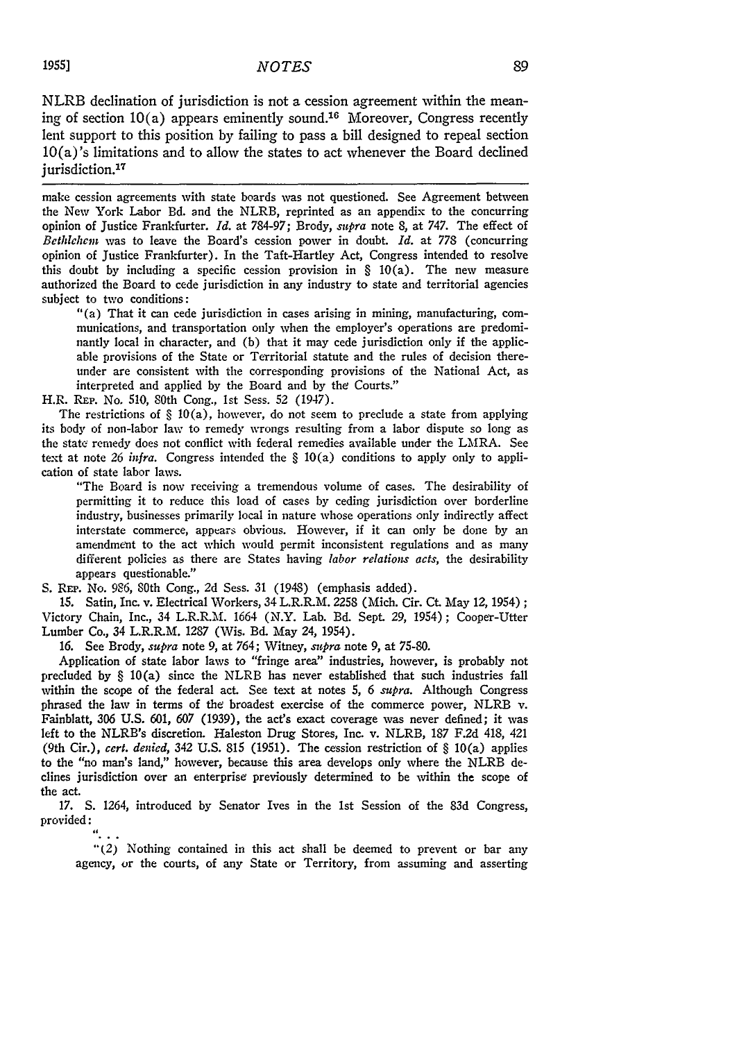NLRB declination of jurisdiction is not a cession agreement within the meaning of section 10(a) appears eminently sound.[16] Moreover, Congress recently lent support to this position by failing to pass a bill designed to repeal section 10(a)'s limitations and to allow the states to act whenever the Board declined jurisdiction.[17]

---

make cession agreements with state boards was not questioned. See Agreement between the New York Labor Bd. and the NLRB, reprinted as an appendix to the concurring opinion of Justice Frankfurter. *Id.* at 784-97; Brody, *supra* note 8, at 747. The effect of *Bethlehem* was to leave the Board's cession power in doubt. *Id.* at 778 (concurring opinion of Justice Frankfurter). In the Taft-Hartley Act, Congress intended to resolve this doubt by including a specific cession provision in § 10(a). The new measure authorized the Board to cede jurisdiction in any industry to state and territorial agencies subject to two conditions:

> "(a) That it can cede jurisdiction in cases arising in mining, manufacturing, communications, and transportation only when the employer's operations are predominantly local in character, and (b) that it may cede jurisdiction only if the applicable provisions of the State or Territorial statute and the rules of decision thereunder are consistent with the corresponding provisions of the National Act, as interpreted and applied by the Board and by the Courts."

H.R. Rep. No. 510, 80th Cong., 1st Sess. 52 (1947).

The restrictions of § 10(a), however, do not seem to preclude a state from applying its body of non-labor law to remedy wrongs resulting from a labor dispute so long as the state remedy does not conflict with federal remedies available under the LMRA. See text at note 26 *infra.* Congress intended the § 10(a) conditions to apply only to application of state labor laws.

> "The Board is now receiving a tremendous volume of cases. The desirability of permitting it to reduce this load of cases by ceding jurisdiction over borderline industry, businesses primarily local in nature whose operations only indirectly affect interstate commerce, appears obvious. However, if it can only be done by an amendment to the act which would permit inconsistent regulations and as many different policies as there are States having *labor relations acts,* the desirability appears questionable."

S. Rep. No. 986, 80th Cong., 2d Sess. 31 (1948) (emphasis added).

15. Satin, Inc. v. Electrical Workers, 34 L.R.R.M. 2258 (Mich. Cir. Ct. May 12, 1954); Victory Chain, Inc., 34 L.R.R.M. 1664 (N.Y. Lab. Bd. Sept. 29, 1954); Cooper-Utter Lumber Co., 34 L.R.R.M. 1287 (Wis. Bd. May 24, 1954).

16. See Brody, *supra* note 9, at 764; Witney, *supra* note 9, at 75-80.

Application of state labor laws to "fringe area" industries, however, is probably not precluded by § 10(a) since the NLRB has never established that such industries fall within the scope of the federal act. See text at notes 5, 6 *supra.* Although Congress phrased the law in terms of the broadest exercise of the commerce power, NLRB v. Fainblatt, 306 U.S. 601, 607 (1939), the act's exact coverage was never defined; it was left to the NLRB's discretion. Haleston Drug Stores, Inc. v. NLRB, 187 F.2d 418, 421 (9th Cir.), *cert. denied,* 342 U.S. 815 (1951). The cession restriction of § 10(a) applies to the "no man's land," however, because this area develops only where the NLRB declines jurisdiction over an enterprise previously determined to be within the scope of the act.

17. S. 1264, introduced by Senator Ives in the 1st Session of the 83d Congress, provided:

> ". . .
>
> "(2) Nothing contained in this act shall be deemed to prevent or bar any agency, or the courts, of any State or Territory, from assuming and asserting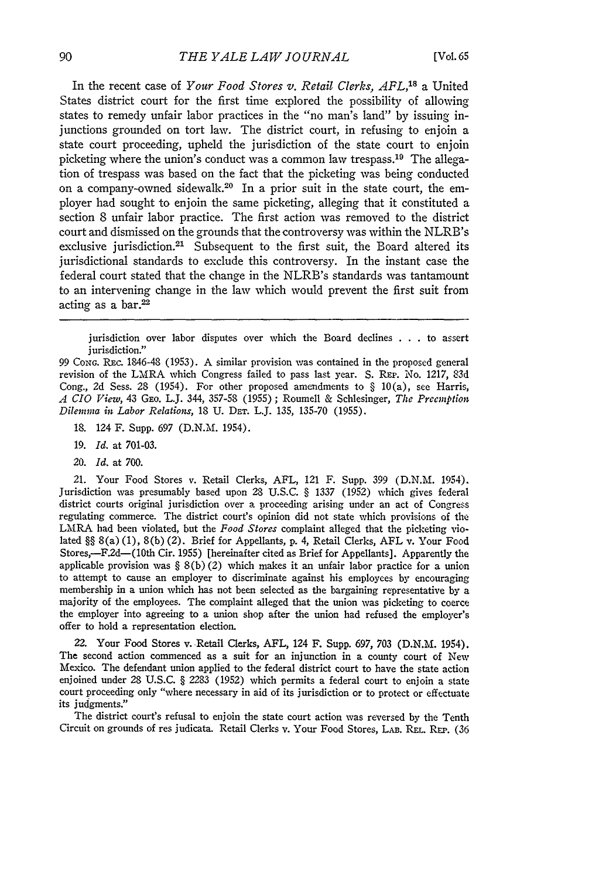In the recent case of *Your Food Stores v. Retail Clerks, AFL*,[18] a United States district court for the first time explored the possibility of allowing states to remedy unfair labor practices in the "no man's land" by issuing injunctions grounded on tort law. The district court, in refusing to enjoin a state court proceeding, upheld the jurisdiction of the state court to enjoin picketing where the union's conduct was a common law trespass.[19] The allegation of trespass was based on the fact that the picketing was being conducted on a company-owned sidewalk.[20] In a prior suit in the state court, the employer had sought to enjoin the same picketing, alleging that it constituted a section 8 unfair labor practice. The first action was removed to the district court and dismissed on the grounds that the controversy was within the NLRB's exclusive jurisdiction.[21] Subsequent to the first suit, the Board altered its jurisdictional standards to exclude this controversy. In the instant case the federal court stated that the change in the NLRB's standards was tantamount to an intervening change in the law which would prevent the first suit from acting as a bar.[22]

---

jurisdiction over labor disputes over which the Board declines . . . to assert jurisdiction."

99 Cong. Rec. 1846-48 (1953). A similar provision was contained in the proposed general revision of the LMRA which Congress failed to pass last year. S. Rep. No. 1217, 83d Cong., 2d Sess. 28 (1954). For other proposed amendments to § 10(a), see Harris, *A CIO View*, 43 Geo. L.J. 344, 357-58 (1955); Roumell & Schlesinger, *The Preemption Dilemma in Labor Relations*, 18 U. Det. L.J. 135, 135-70 (1955).

18. 124 F. Supp. 697 (D.N.M. 1954).

19. *Id.* at 701-03.

20. *Id.* at 700.

21. Your Food Stores v. Retail Clerks, AFL, 121 F. Supp. 399 (D.N.M. 1954). Jurisdiction was presumably based upon 28 U.S.C. § 1337 (1952) which gives federal district courts original jurisdiction over a proceeding arising under an act of Congress regulating commerce. The district court's opinion did not state which provisions of the LMRA had been violated, but the *Food Stores* complaint alleged that the picketing violated §§ 8(a)(1), 8(b)(2). Brief for Appellants, p. 4, Retail Clerks, AFL v. Your Food Stores,—F.2d—(10th Cir. 1955) [hereinafter cited as Brief for Appellants]. Apparently the applicable provision was § 8(b)(2) which makes it an unfair labor practice for a union to attempt to cause an employer to discriminate against his employees by encouraging membership in a union which has not been selected as the bargaining representative by a majority of the employees. The complaint alleged that the union was picketing to coerce the employer into agreeing to a union shop after the union had refused the employer's offer to hold a representation election.

22. Your Food Stores v. Retail Clerks, AFL, 124 F. Supp. 697, 703 (D.N.M. 1954). The second action commenced as a suit for an injunction in a county court of New Mexico. The defendant union applied to the federal district court to have the state action enjoined under 28 U.S.C. § 2283 (1952) which permits a federal court to enjoin a state court proceeding only "where necessary in aid of its jurisdiction or to protect or effectuate its judgments."

The district court's refusal to enjoin the state court action was reversed by the Tenth Circuit on grounds of res judicata. Retail Clerks v. Your Food Stores, Lab. Rel. Rep. (36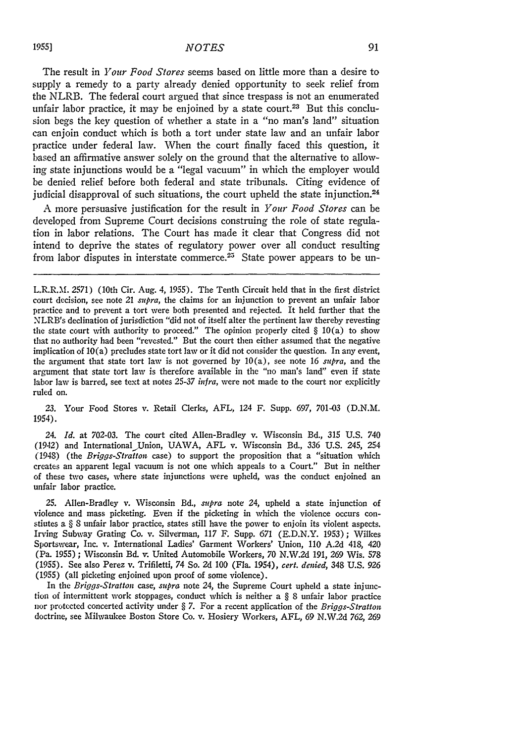The result in *Your Food Stores* seems based on little more than a desire to supply a remedy to a party already denied opportunity to seek relief from the NLRB. The federal court argued that since trespass is not an enumerated unfair labor practice, it may be enjoined by a state court.[23] But this conclusion begs the key question of whether a state in a "no man's land" situation can enjoin conduct which is both a tort under state law and an unfair labor practice under federal law. When the court finally faced this question, it based an affirmative answer solely on the ground that the alternative to allowing state injunctions would be a "legal vacuum" in which the employer would be denied relief before both federal and state tribunals. Citing evidence of judicial disapproval of such situations, the court upheld the state injunction.[24]

A more persuasive justification for the result in *Your Food Stores* can be developed from Supreme Court decisions construing the role of state regulation in labor relations. The Court has made it clear that Congress did not intend to deprive the states of regulatory power over all conduct resulting from labor disputes in interstate commerce.[25] State power appears to be un-

---

L.R.R.M. 2571) (10th Cir. Aug. 4, 1955). The Tenth Circuit held that in the first district court decision, see note 21 *supra*, the claims for an injunction to prevent an unfair labor practice and to prevent a tort were both presented and rejected. It held further that the NLRB's declination of jurisdiction "did not of itself alter the pertinent law thereby revesting the state court with authority to proceed." The opinion properly cited § 10(a) to show that no authority had been "revested." But the court then either assumed that the negative implication of 10(a) precludes state tort law or it did not consider the question. In any event, the argument that state tort law is not governed by 10(a), see note 16 *supra*, and the argument that state tort law is therefore available in the "no man's land" even if state labor law is barred, see text at notes 25-37 *infra*, were not made to the court nor explicitly ruled on.

23. Your Food Stores v. Retail Clerks, AFL, 124 F. Supp. 697, 701-03 (D.N.M. 1954).

24. *Id.* at 702-03. The court cited Allen-Bradley v. Wisconsin Bd., 315 U.S. 740 (1942) and International Union, UAWA, AFL v. Wisconsin Bd., 336 U.S. 245, 254 (1948) (the *Briggs-Stratton* case) to support the proposition that a "situation which creates an apparent legal vacuum is not one which appeals to a Court." But in neither of these two cases, where state injunctions were upheld, was the conduct enjoined an unfair labor practice.

25. Allen-Bradley v. Wisconsin Bd., *supra* note 24, upheld a state injunction of violence and mass picketing. Even if the picketing in which the violence occurs constitutes a § 8 unfair labor practice, states still have the power to enjoin its violent aspects. Irving Subway Grating Co. v. Silverman, 117 F. Supp. 671 (E.D.N.Y. 1953); Wilkes Sportswear, Inc. v. International Ladies' Garment Workers' Union, 110 A.2d 418, 420 (Pa. 1955); Wisconsin Bd. v. United Automobile Workers, 70 N.W.2d 191, 269 Wis. 578 (1955). See also Perez v. Trifiletti, 74 So. 2d 100 (Fla. 1954), *cert. denied*, 348 U.S. 926 (1955) (all picketing enjoined upon proof of some violence).

In the *Briggs-Stratton* case, *supra* note 24, the Supreme Court upheld a state injunction of intermittent work stoppages, conduct which is neither a § 8 unfair labor practice nor protected concerted activity under § 7. For a recent application of the *Briggs-Stratton* doctrine, see Milwaukee Boston Store Co. v. Hosiery Workers, AFL, 69 N.W.2d 762, 269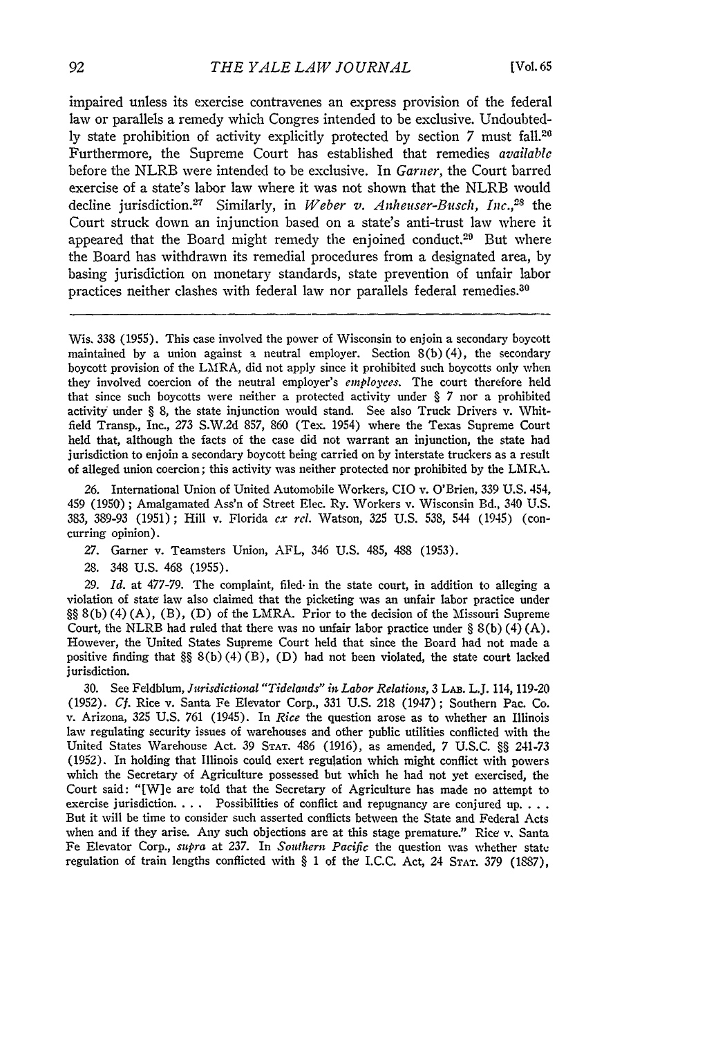impaired unless its exercise contravenes an express provision of the federal law or parallels a remedy which Congres intended to be exclusive. Undoubtedly state prohibition of activity explicitly protected by section 7 must fall.[26] Furthermore, the Supreme Court has established that remedies *available* before the NLRB were intended to be exclusive. In *Garner*, the Court barred exercise of a state's labor law where it was not shown that the NLRB would decline jurisdiction.[27] Similarly, in *Weber v. Anheuser-Busch, Inc.*,[28] the Court struck down an injunction based on a state's anti-trust law where it appeared that the Board might remedy the enjoined conduct.[29] But where the Board has withdrawn its remedial procedures from a designated area, by basing jurisdiction on monetary standards, state prevention of unfair labor practices neither clashes with federal law nor parallels federal remedies.[30]

---

Wis. 338 (1955). This case involved the power of Wisconsin to enjoin a secondary boycott maintained by a union against a neutral employer. Section 8(b)(4), the secondary boycott provision of the LMRA, did not apply since it prohibited such boycotts only when they involved coercion of the neutral employer's *employees*. The court therefore held that since such boycotts were neither a protected activity under § 7 nor a prohibited activity under § 8, the state injunction would stand. See also Truck Drivers v. Whitfield Transp., Inc., 273 S.W.2d 857, 860 (Tex. 1954) where the Texas Supreme Court held that, although the facts of the case did not warrant an injunction, the state had jurisdiction to enjoin a secondary boycott being carried on by interstate truckers as a result of alleged union coercion; this activity was neither protected nor prohibited by the LMRA.

26. International Union of United Automobile Workers, CIO v. O'Brien, 339 U.S. 454, 459 (1950); Amalgamated Ass'n of Street Elec. Ry. Workers v. Wisconsin Bd., 340 U.S. 383, 389-93 (1951); Hill v. Florida *ex rel.* Watson, 325 U.S. 538, 544 (1945) (concurring opinion).

27. Garner v. Teamsters Union, AFL, 346 U.S. 485, 488 (1953).

28. 348 U.S. 468 (1955).

29. *Id.* at 477-79. The complaint, filed in the state court, in addition to alleging a violation of state law also claimed that the picketing was an unfair labor practice under §§ 8(b)(4)(A), (B), (D) of the LMRA. Prior to the decision of the Missouri Supreme Court, the NLRB had ruled that there was no unfair labor practice under § 8(b)(4)(A). However, the United States Supreme Court held that since the Board had not made a positive finding that §§ 8(b)(4)(B), (D) had not been violated, the state court lacked jurisdiction.

30. See Feldblum, *Jurisdictional "Tidelands" in Labor Relations*, 3 Lab. L.J. 114, 119-20 (1952). *Cf.* Rice v. Santa Fe Elevator Corp., 331 U.S. 218 (1947); Southern Pac. Co. v. Arizona, 325 U.S. 761 (1945). In *Rice* the question arose as to whether an Illinois law regulating security issues of warehouses and other public utilities conflicted with the United States Warehouse Act. 39 Stat. 486 (1916), as amended, 7 U.S.C. §§ 241-73 (1952). In holding that Illinois could exert regulation which might conflict with powers which the Secretary of Agriculture possessed but which he had not yet exercised, the Court said: "[W]e are told that the Secretary of Agriculture has made no attempt to exercise jurisdiction. . . . Possibilities of conflict and repugnancy are conjured up. . . . But it will be time to consider such asserted conflicts between the State and Federal Acts when and if they arise. Any such objections are at this stage premature." Rice v. Santa Fe Elevator Corp., *supra* at 237. In *Southern Pacific* the question was whether state regulation of train lengths conflicted with § 1 of the I.C.C. Act, 24 Stat. 379 (1887),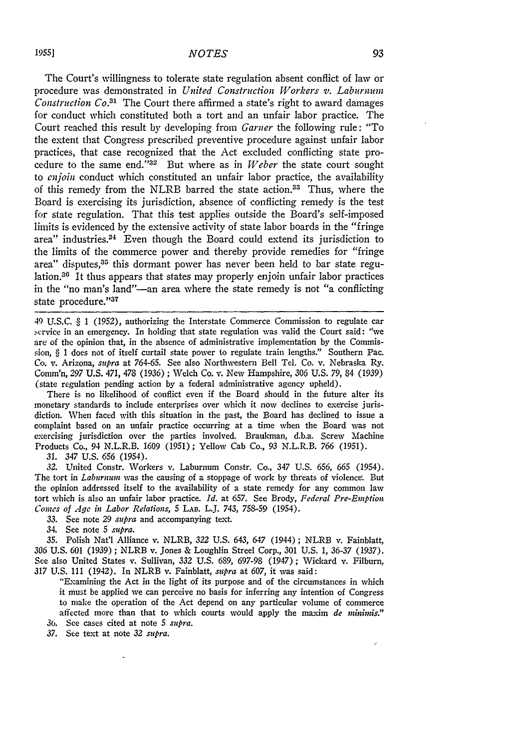The Court's willingness to tolerate state regulation absent conflict of law or procedure was demonstrated in *United Construction Workers v. Laburnum Construction Co.*[31] The Court there affirmed a state's right to award damages for conduct which constituted both a tort and an unfair labor practice. The Court reached this result by developing from *Garner* the following rule: "To the extent that Congress prescribed preventive procedure against unfair labor practices, that case recognized that the Act excluded conflicting state procedure to the same end."[32] But where as in *Weber* the state court sought to *enjoin* conduct which constituted an unfair labor practice, the availability of this remedy from the NLRB barred the state action.[33] Thus, where the Board is exercising its jurisdiction, absence of conflicting remedy is the test for state regulation. That this test applies outside the Board's self-imposed limits is evidenced by the extensive activity of state labor boards in the "fringe area" industries.[34] Even though the Board could extend its jurisdiction to the limits of the commerce power and thereby provide remedies for "fringe area" disputes,[35] this dormant power has never been held to bar state regulation.[36] It thus appears that states may properly enjoin unfair labor practices in the "no man's land"—an area where the state remedy is not "a conflicting state procedure."[37]

---

49 U.S.C. § 1 (1952), authorizing the Interstate Commerce Commission to regulate car service in an emergency. In holding that state regulation was valid the Court said: "we are of the opinion that, in the absence of administrative implementation by the Commission, § 1 does not of itself curtail state power to regulate train lengths." Southern Pac. Co. v. Arizona, *supra* at 764-65. See also Northwestern Bell Tel. Co. v. Nebraska Ry. Comm'n, 297 U.S. 471, 478 (1936); Welch Co. v. New Hampshire, 306 U.S. 79, 84 (1939) (state regulation pending action by a federal administrative agency upheld).

There is no likelihood of conflict even if the Board should in the future alter its monetary standards to include enterprises over which it now declines to exercise jurisdiction. When faced with this situation in the past, the Board has declined to issue a complaint based on an unfair practice occurring at a time when the Board was not exercising jurisdiction over the parties involved. Braukman, d.b.a. Screw Machine Products Co., 94 N.L.R.B. 1609 (1951); Yellow Cab Co., 93 N.L.R.B. 766 (1951).

31. 347 U.S. 656 (1954).

32. United Constr. Workers v. Laburnum Constr. Co., 347 U.S. 656, 665 (1954). The tort in *Laburnum* was the causing of a stoppage of work by threats of violence. But the opinion addressed itself to the availability of a state remedy for any common law tort which is also an unfair labor practice. *Id.* at 657. See Brody, *Federal Pre-Emption Comes of Age in Labor Relations*, 5 LAB. L.J. 743, 758-59 (1954).

33. See note 29 *supra* and accompanying text.

34. See note 5 *supra*.

35. Polish Nat'l Alliance v. NLRB, 322 U.S. 643, 647 (1944); NLRB v. Fainblatt, 306 U.S. 601 (1939); NLRB v. Jones & Loughlin Streel Corp., 301 U.S. 1, 36-37 (1937). See also United States v. Sullivan, 332 U.S. 689, 697-98 (1947); Wickard v. Filburn, 317 U.S. 111 (1942). In NLRB v. Fainblatt, *supra* at 607, it was said:

> "Examining the Act in the light of its purpose and of the circumstances in which it must be applied we can perceive no basis for inferring any intention of Congress to make the operation of the Act depend on any particular volume of commerce affected more than that to which courts would apply the maxim *de minimis*."

36. See cases cited at note 5 *supra*.

37. See text at note 32 *supra*.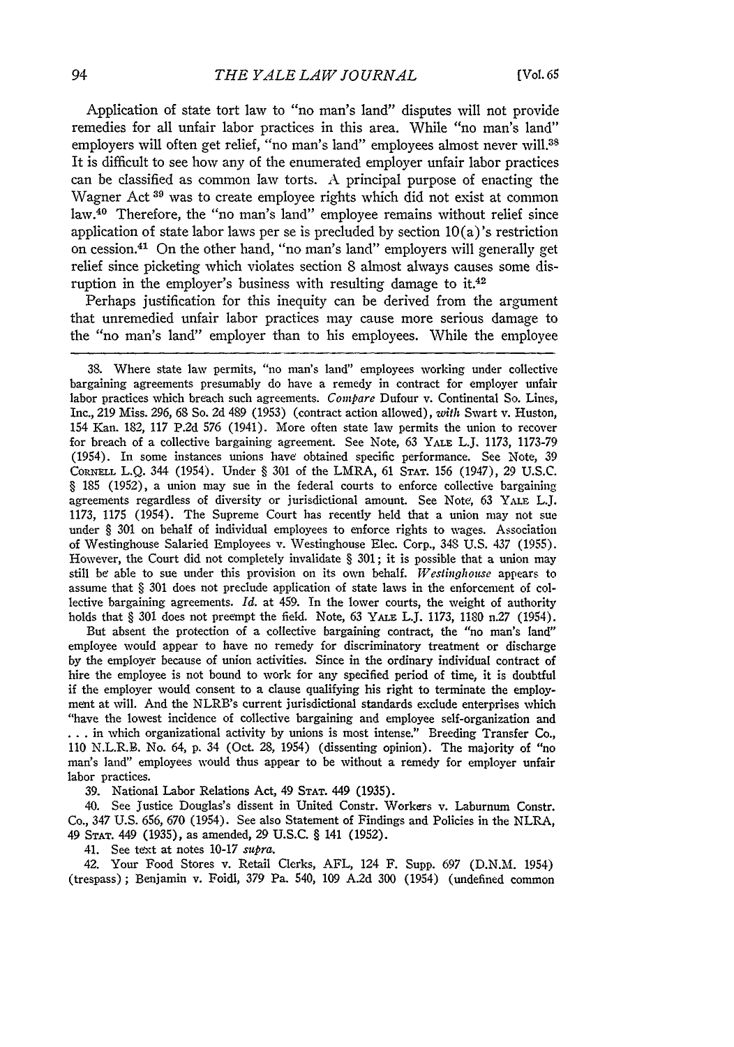Application of state tort law to "no man's land" disputes will not provide remedies for all unfair labor practices in this area. While "no man's land" employers will often get relief, "no man's land" employees almost never will.[38] It is difficult to see how any of the enumerated employer unfair labor practices can be classified as common law torts. A principal purpose of enacting the Wagner Act [39] was to create employee rights which did not exist at common law.[40] Therefore, the "no man's land" employee remains without relief since application of state labor laws per se is precluded by section 10(a)'s restriction on cession.[41] On the other hand, "no man's land" employers will generally get relief since picketing which violates section 8 almost always causes some disruption in the employer's business with resulting damage to it.[42]

Perhaps justification for this inequity can be derived from the argument that unremedied unfair labor practices may cause more serious damage to the "no man's land" employer than to his employees. While the employee

---

38. Where state law permits, "no man's land" employees working under collective bargaining agreements presumably do have a remedy in contract for employer unfair labor practices which breach such agreements. *Compare* Dufour v. Continental So. Lines, Inc., 219 Miss. 296, 68 So. 2d 489 (1953) (contract action allowed), *with* Swart v. Huston, 154 Kan. 182, 117 P.2d 576 (1941). More often state law permits the union to recover for breach of a collective bargaining agreement. See Note, 63 YALE L.J. 1173, 1173-79 (1954). In some instances unions have obtained specific performance. See Note, 39 CORNELL L.Q. 344 (1954). Under § 301 of the LMRA, 61 STAT. 156 (1947), 29 U.S.C. § 185 (1952), a union may sue in the federal courts to enforce collective bargaining agreements regardless of diversity or jurisdictional amount. See Note, 63 YALE L.J. 1173, 1175 (1954). The Supreme Court has recently held that a union may not sue under § 301 on behalf of individual employees to enforce rights to wages. Association of Westinghouse Salaried Employees v. Westinghouse Elec. Corp., 348 U.S. 437 (1955). However, the Court did not completely invalidate § 301; it is possible that a union may still be able to sue under this provision on its own behalf. *Westinghouse* appears to assume that § 301 does not preclude application of state laws in the enforcement of collective bargaining agreements. *Id.* at 459. In the lower courts, the weight of authority holds that § 301 does not preempt the field. Note, 63 YALE L.J. 1173, 1180 n.27 (1954).

But absent the protection of a collective bargaining contract, the "no man's land" employee would appear to have no remedy for discriminatory treatment or discharge by the employer because of union activities. Since in the ordinary individual contract of hire the employee is not bound to work for any specified period of time, it is doubtful if the employer would consent to a clause qualifying his right to terminate the employment at will. And the NLRB's current jurisdictional standards exclude enterprises which "have the lowest incidence of collective bargaining and employee self-organization and . . . in which organizational activity by unions is most intense." Breeding Transfer Co., 110 N.L.R.B. No. 64, p. 34 (Oct. 28, 1954) (dissenting opinion). The majority of "no man's land" employees would thus appear to be without a remedy for employer unfair labor practices.

39. National Labor Relations Act, 49 STAT. 449 (1935).

40. See Justice Douglas's dissent in United Constr. Workers v. Laburnum Constr. Co., 347 U.S. 656, 670 (1954). See also Statement of Findings and Policies in the NLRA, 49 STAT. 449 (1935), as amended, 29 U.S.C. § 141 (1952).

41. See text at notes 10-17 *supra*.

42. Your Food Stores v. Retail Clerks, AFL, 124 F. Supp. 697 (D.N.M. 1954) (trespass); Benjamin v. Foidl, 379 Pa. 540, 109 A.2d 300 (1954) (undefined common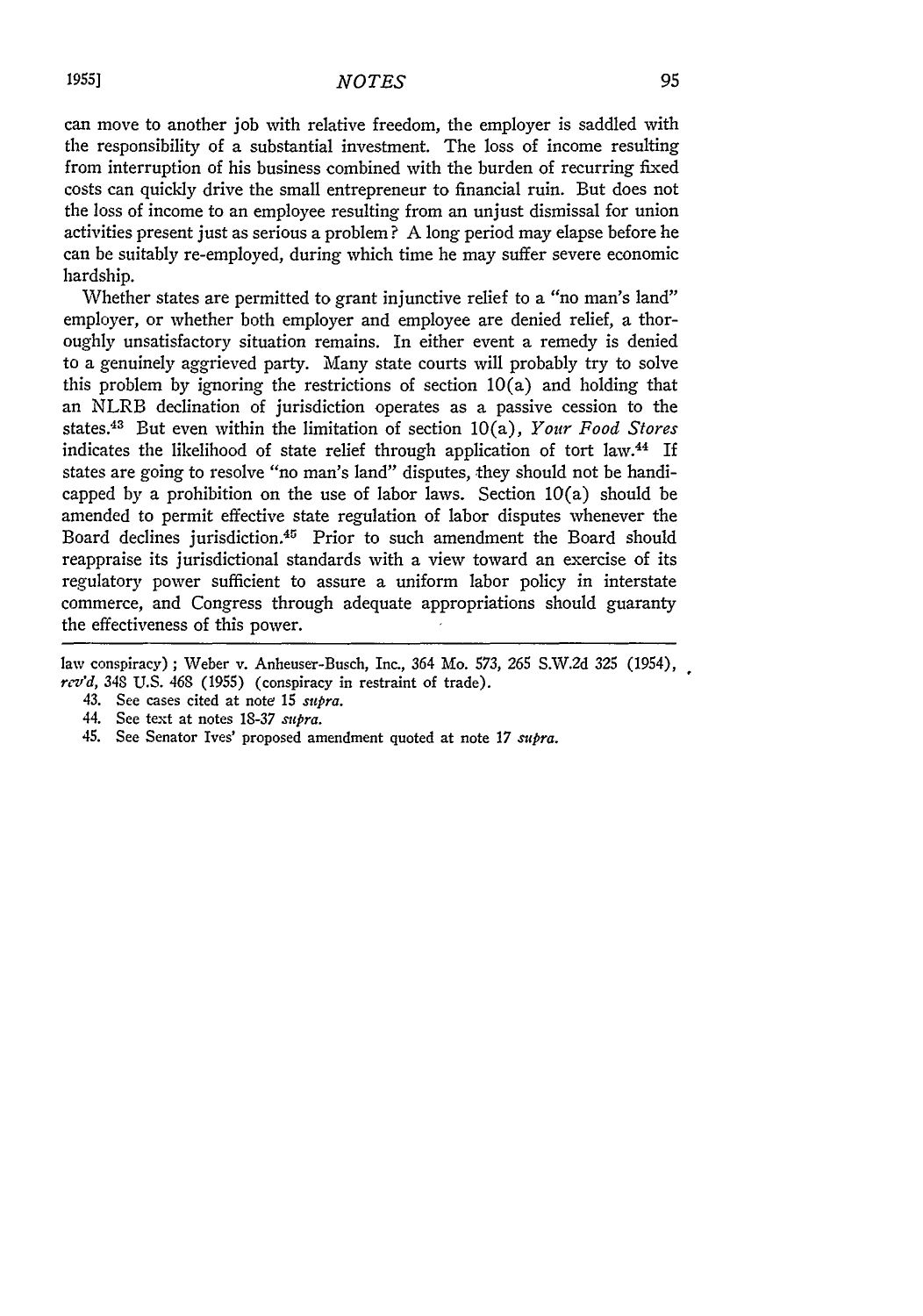can move to another job with relative freedom, the employer is saddled with the responsibility of a substantial investment. The loss of income resulting from interruption of his business combined with the burden of recurring fixed costs can quickly drive the small entrepreneur to financial ruin. But does not the loss of income to an employee resulting from an unjust dismissal for union activities present just as serious a problem? A long period may elapse before he can be suitably re-employed, during which time he may suffer severe economic hardship.

Whether states are permitted to grant injunctive relief to a "no man's land" employer, or whether both employer and employee are denied relief, a thoroughly unsatisfactory situation remains. In either event a remedy is denied to a genuinely aggrieved party. Many state courts will probably try to solve this problem by ignoring the restrictions of section 10(a) and holding that an NLRB declination of jurisdiction operates as a passive cession to the states.[43] But even within the limitation of section 10(a), *Your Food Stores* indicates the likelihood of state relief through application of tort law.[44] If states are going to resolve "no man's land" disputes, they should not be handicapped by a prohibition on the use of labor laws. Section 10(a) should be amended to permit effective state regulation of labor disputes whenever the Board declines jurisdiction.[45] Prior to such amendment the Board should reappraise its jurisdictional standards with a view toward an exercise of its regulatory power sufficient to assure a uniform labor policy in interstate commerce, and Congress through adequate appropriations should guaranty the effectiveness of this power.

---

law conspiracy); Weber v. Anheuser-Busch, Inc., 364 Mo. 573, 265 S.W.2d 325 (1954), *rev'd*, 348 U.S. 468 (1955) (conspiracy in restraint of trade).

43. See cases cited at note 15 *supra*.

44. See text at notes 18-37 *supra*.

45. See Senator Ives' proposed amendment quoted at note 17 *supra*.